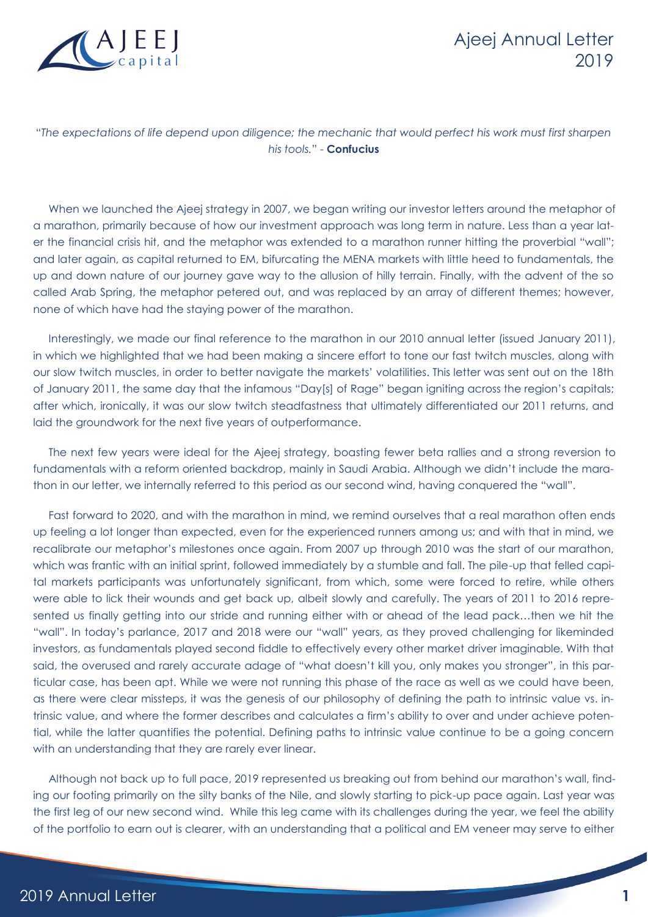# Ajeej Annual Letter 2019

*"The expectations of life depend upon diligence; the mechanic that would perfect his work must first sharpen his tools."* - **Confucius**

When we launched the Ajeej strategy in 2007, we began writing our investor letters around the metaphor of a marathon, primarily because of how our investment approach was long term in nature. Less than a year later the financial crisis hit, and the metaphor was extended to a marathon runner hitting the proverbial "wall"; and later again, as capital returned to EM, bifurcating the MENA markets with little heed to fundamentals, the up and down nature of our journey gave way to the allusion of hilly terrain. Finally, with the advent of the so called Arab Spring, the metaphor petered out, and was replaced by an array of different themes; however, none of which have had the staying power of the marathon.

Interestingly, we made our final reference to the marathon in our 2010 annual letter (issued January 2011), in which we highlighted that we had been making a sincere effort to tone our fast twitch muscles, along with our slow twitch muscles, in order to better navigate the markets' volatilities. This letter was sent out on the 18th of January 2011, the same day that the infamous "Day[s] of Rage" began igniting across the region's capitals; after which, ironically, it was our slow twitch steadfastness that ultimately differentiated our 2011 returns, and laid the groundwork for the next five years of outperformance.

The next few years were ideal for the Ajeej strategy, boasting fewer beta rallies and a strong reversion to fundamentals with a reform oriented backdrop, mainly in Saudi Arabia. Although we didn't include the marathon in our letter, we internally referred to this period as our second wind, having conquered the "wall".

Fast forward to 2020, and with the marathon in mind, we remind ourselves that a real marathon often ends up feeling a lot longer than expected, even for the experienced runners among us; and with that in mind, we recalibrate our metaphor's milestones once again. From 2007 up through 2010 was the start of our marathon, which was frantic with an initial sprint, followed immediately by a stumble and fall. The pile-up that felled capital markets participants was unfortunately significant, from which, some were forced to retire, while others were able to lick their wounds and get back up, albeit slowly and carefully. The years of 2011 to 2016 represented us finally getting into our stride and running either with or ahead of the lead pack…then we hit the "wall". In today's parlance, 2017 and 2018 were our "wall" years, as they proved challenging for likeminded investors, as fundamentals played second fiddle to effectively every other market driver imaginable. With that said, the overused and rarely accurate adage of "what doesn't kill you, only makes you stronger", in this particular case, has been apt. While we were not running this phase of the race as well as we could have been, as there were clear missteps, it was the genesis of our philosophy of defining the path to intrinsic value vs. intrinsic value, and where the former describes and calculates a firm's ability to over and under achieve potential, while the latter quantifies the potential. Defining paths to intrinsic value continue to be a going concern with an understanding that they are rarely ever linear.

Although not back up to full pace, 2019 represented us breaking out from behind our marathon's wall, finding our footing primarily on the silty banks of the Nile, and slowly starting to pick-up pace again. Last year was the first leg of our new second wind. While this leg came with its challenges during the year, we feel the ability of the portfolio to earn out is clearer, with an understanding that a political and EM veneer may serve to either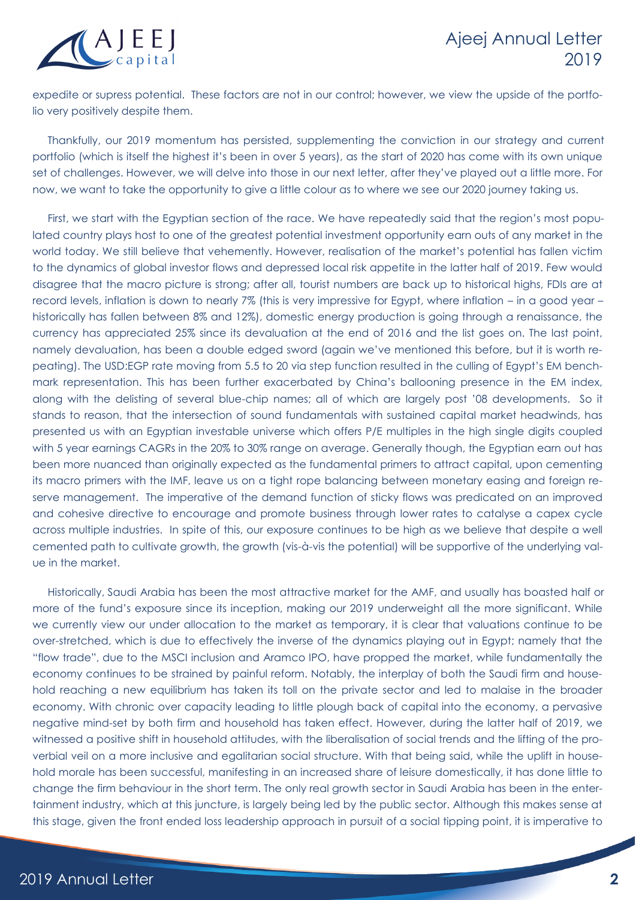expedite or supress potential. These factors are not in our control; however, we view the upside of the portfolio very positively despite them.

Thankfully, our 2019 momentum has persisted, supplementing the conviction in our strategy and current portfolio (which is itself the highest it's been in over 5 years), as the start of 2020 has come with its own unique set of challenges. However, we will delve into those in our next letter, after they've played out a little more. For now, we want to take the opportunity to give a little colour as to where we see our 2020 journey taking us.

First, we start with the Egyptian section of the race. We have repeatedly said that the region's most populated country plays host to one of the greatest potential investment opportunity earn outs of any market in the world today. We still believe that vehemently. However, realisation of the market's potential has fallen victim to the dynamics of global investor flows and depressed local risk appetite in the latter half of 2019. Few would disagree that the macro picture is strong; after all, tourist numbers are back up to historical highs, FDIs are at record levels, inflation is down to nearly 7% (this is very impressive for Egypt, where inflation – in a good year – historically has fallen between 8% and 12%), domestic energy production is going through a renaissance, the currency has appreciated 25% since its devaluation at the end of 2016 and the list goes on. The last point, namely devaluation, has been a double edged sword (again we've mentioned this before, but it is worth repeating). The USD:EGP rate moving from 5.5 to 20 via step function resulted in the culling of Egypt's EM benchmark representation. This has been further exacerbated by China's ballooning presence in the EM index, along with the delisting of several blue-chip names; all of which are largely post '08 developments. So it stands to reason, that the intersection of sound fundamentals with sustained capital market headwinds, has presented us with an Egyptian investable universe which offers P/E multiples in the high single digits coupled with 5 year earnings CAGRs in the 20% to 30% range on average. Generally though, the Egyptian earn out has been more nuanced than originally expected as the fundamental primers to attract capital, upon cementing its macro primers with the IMF, leave us on a tight rope balancing between monetary easing and foreign reserve management. The imperative of the demand function of sticky flows was predicated on an improved and cohesive directive to encourage and promote business through lower rates to catalyse a capex cycle across multiple industries. In spite of this, our exposure continues to be high as we believe that despite a well cemented path to cultivate growth, the growth (vis-à-vis the potential) will be supportive of the underlying value in the market.

Historically, Saudi Arabia has been the most attractive market for the AMF, and usually has boasted half or more of the fund's exposure since its inception, making our 2019 underweight all the more significant. While we currently view our under allocation to the market as temporary, it is clear that valuations continue to be over-stretched, which is due to effectively the inverse of the dynamics playing out in Egypt; namely that the "flow trade", due to the MSCI inclusion and Aramco IPO, have propped the market, while fundamentally the economy continues to be strained by painful reform. Notably, the interplay of both the Saudi firm and household reaching a new equilibrium has taken its toll on the private sector and led to malaise in the broader economy. With chronic over capacity leading to little plough back of capital into the economy, a pervasive negative mind-set by both firm and household has taken effect. However, during the latter half of 2019, we witnessed a positive shift in household attitudes, with the liberalisation of social trends and the lifting of the proverbial veil on a more inclusive and egalitarian social structure. With that being said, while the uplift in household morale has been successful, manifesting in an increased share of leisure domestically, it has done little to change the firm behaviour in the short term. The only real growth sector in Saudi Arabia has been in the entertainment industry, which at this juncture, is largely being led by the public sector. Although this makes sense at this stage, given the front ended loss leadership approach in pursuit of a social tipping point, it is imperative to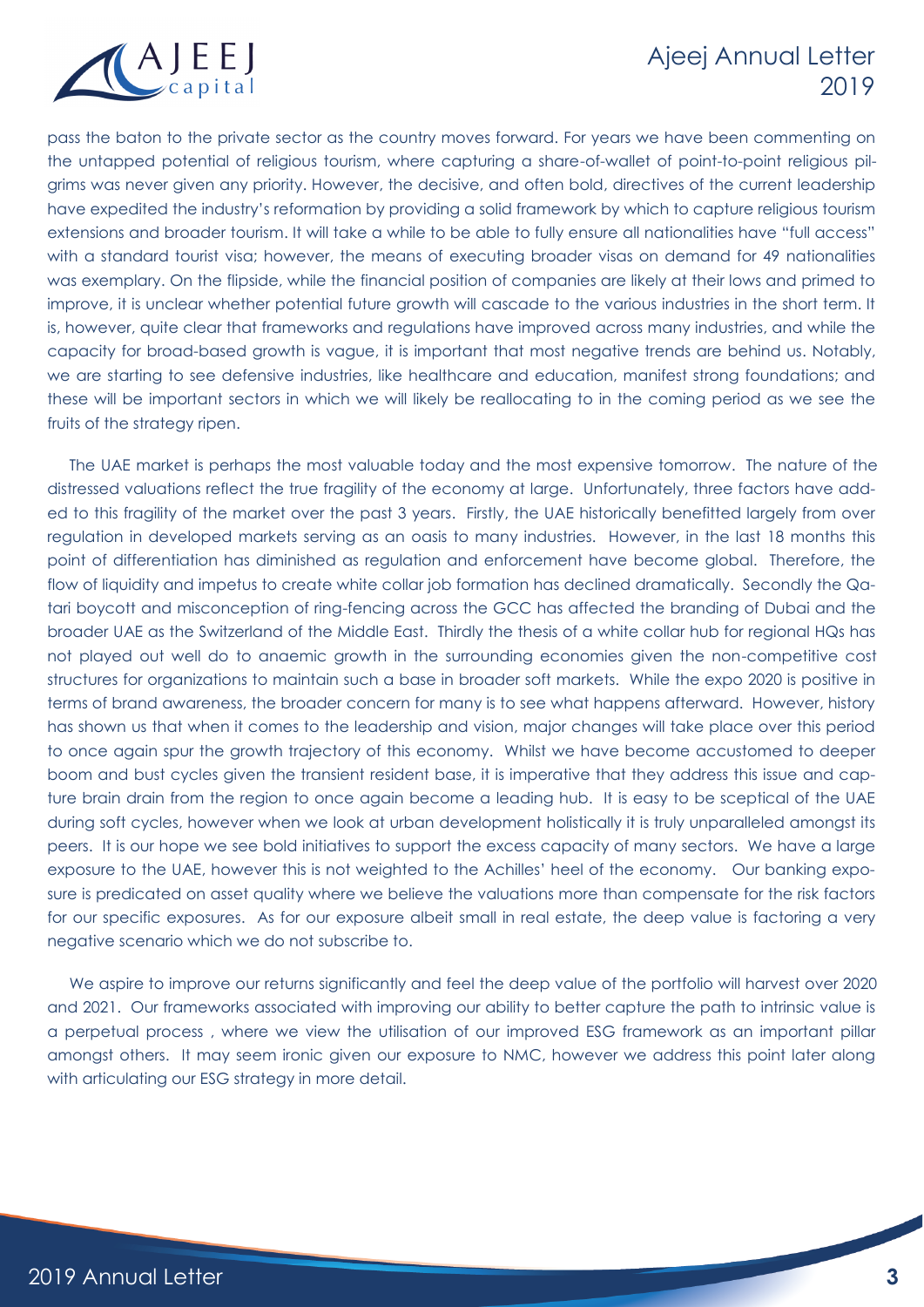pass the baton to the private sector as the country moves forward. For years we have been commenting on the untapped potential of religious tourism, where capturing a share-of-wallet of point-to-point religious pilgrims was never given any priority. However, the decisive, and often bold, directives of the current leadership have expedited the industry's reformation by providing a solid framework by which to capture religious tourism extensions and broader tourism. It will take a while to be able to fully ensure all nationalities have "full access" with a standard tourist visa; however, the means of executing broader visas on demand for 49 nationalities was exemplary. On the flipside, while the financial position of companies are likely at their lows and primed to improve, it is unclear whether potential future growth will cascade to the various industries in the short term. It is, however, quite clear that frameworks and regulations have improved across many industries, and while the capacity for broad-based growth is vague, it is important that most negative trends are behind us. Notably, we are starting to see defensive industries, like healthcare and education, manifest strong foundations; and these will be important sectors in which we will likely be reallocating to in the coming period as we see the fruits of the strategy ripen.

The UAE market is perhaps the most valuable today and the most expensive tomorrow. The nature of the distressed valuations reflect the true fragility of the economy at large. Unfortunately, three factors have added to this fragility of the market over the past 3 years. Firstly, the UAE historically benefitted largely from over regulation in developed markets serving as an oasis to many industries. However, in the last 18 months this point of differentiation has diminished as regulation and enforcement have become global. Therefore, the flow of liquidity and impetus to create white collar job formation has declined dramatically. Secondly the Qatari boycott and misconception of ring-fencing across the GCC has affected the branding of Dubai and the broader UAE as the Switzerland of the Middle East. Thirdly the thesis of a white collar hub for regional HQs has not played out well do to anaemic growth in the surrounding economies given the non-competitive cost structures for organizations to maintain such a base in broader soft markets. While the expo 2020 is positive in terms of brand awareness, the broader concern for many is to see what happens afterward. However, history has shown us that when it comes to the leadership and vision, major changes will take place over this period to once again spur the growth trajectory of this economy. Whilst we have become accustomed to deeper boom and bust cycles given the transient resident base, it is imperative that they address this issue and capture brain drain from the region to once again become a leading hub. It is easy to be sceptical of the UAE during soft cycles, however when we look at urban development holistically it is truly unparalleled amongst its peers. It is our hope we see bold initiatives to support the excess capacity of many sectors. We have a large exposure to the UAE, however this is not weighted to the Achilles' heel of the economy. Our banking exposure is predicated on asset quality where we believe the valuations more than compensate for the risk factors for our specific exposures. As for our exposure albeit small in real estate, the deep value is factoring a very negative scenario which we do not subscribe to.

We aspire to improve our returns significantly and feel the deep value of the portfolio will harvest over 2020 and 2021. Our frameworks associated with improving our ability to better capture the path to intrinsic value is a perpetual process , where we view the utilisation of our improved ESG framework as an important pillar amongst others. It may seem ironic given our exposure to NMC, however we address this point later along with articulating our ESG strategy in more detail.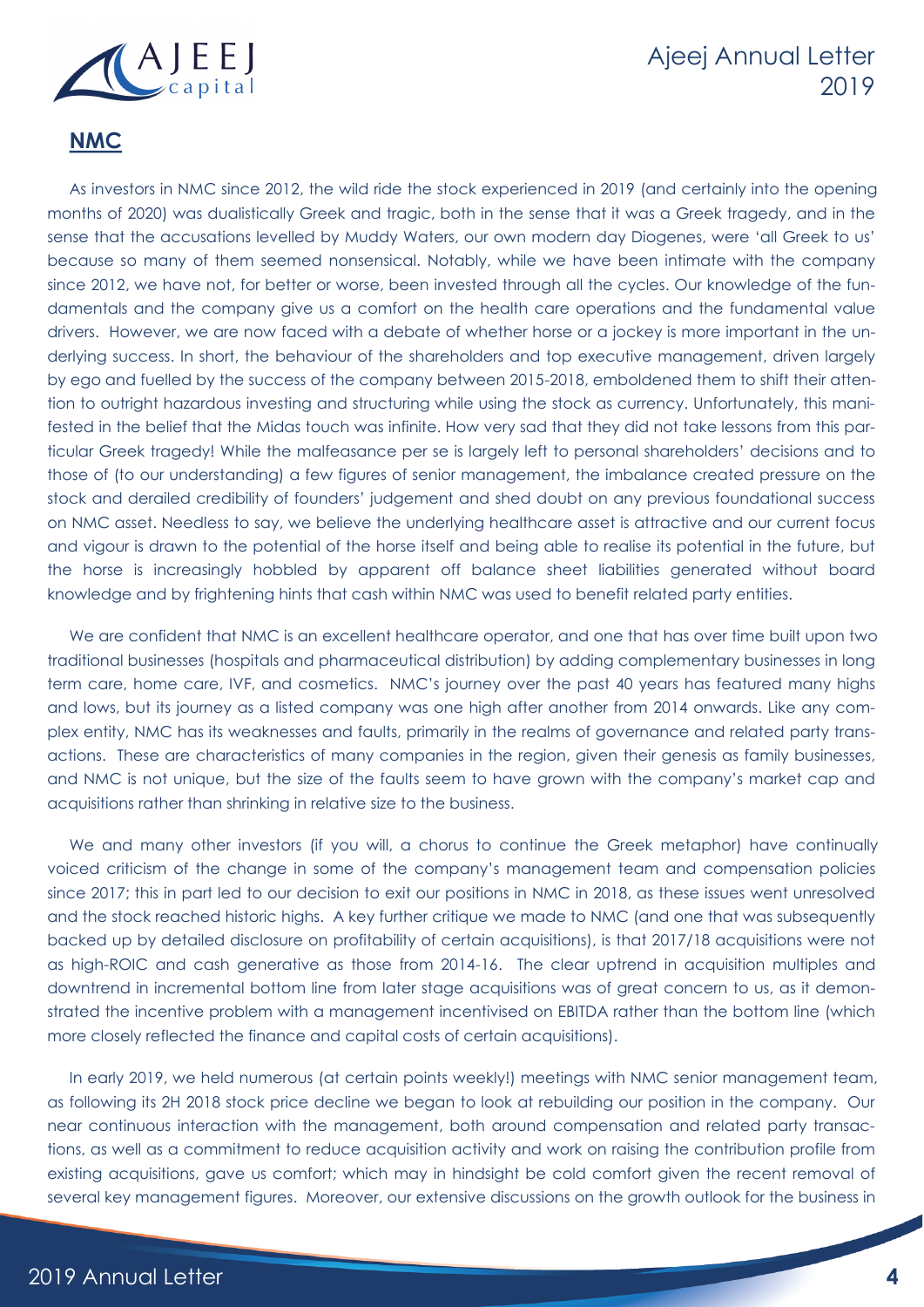## NMC

As investors in NMC since 2012, the wild ride the stock experienced in 2019 (and certainly into the opening months of 2020) was dualistically Greek and tragic, both in the sense that it was a Greek tragedy, and in the sense that the accusations levelled by Muddy Waters, our own modern day Diogenes, were 'all Greek to us' because so many of them seemed nonsensical. Notably, while we have been intimate with the company since 2012, we have not, for better or worse, been invested through all the cycles. Our knowledge of the fundamentals and the company give us a comfort on the health care operations and the fundamental value drivers. However, we are now faced with a debate of whether horse or a jockey is more important in the underlying success. In short, the behaviour of the shareholders and top executive management, driven largely by ego and fuelled by the success of the company between 2015-2018, emboldened them to shift their attention to outright hazardous investing and structuring while using the stock as currency. Unfortunately, this manifested in the belief that the Midas touch was infinite. How very sad that they did not take lessons from this particular Greek tragedy! While the malfeasance per se is largely left to personal shareholders' decisions and to those of (to our understanding) a few figures of senior management, the imbalance created pressure on the stock and derailed credibility of founders' judgement and shed doubt on any previous foundational success on NMC asset. Needless to say, we believe the underlying healthcare asset is attractive and our current focus and vigour is drawn to the potential of the horse itself and being able to realise its potential in the future, but the horse is increasingly hobbled by apparent off balance sheet liabilities generated without board knowledge and by frightening hints that cash within NMC was used to benefit related party entities.

We are confident that NMC is an excellent healthcare operator, and one that has over time built upon two traditional businesses (hospitals and pharmaceutical distribution) by adding complementary businesses in long term care, home care, IVF, and cosmetics. NMC's journey over the past 40 years has featured many highs and lows, but its journey as a listed company was one high after another from 2014 onwards. Like any complex entity, NMC has its weaknesses and faults, primarily in the realms of governance and related party transactions. These are characteristics of many companies in the region, given their genesis as family businesses, and NMC is not unique, but the size of the faults seem to have grown with the company's market cap and acquisitions rather than shrinking in relative size to the business.

We and many other investors (if you will, a chorus to continue the Greek metaphor) have continually voiced criticism of the change in some of the company's management team and compensation policies since 2017; this in part led to our decision to exit our positions in NMC in 2018, as these issues went unresolved and the stock reached historic highs. A key further critique we made to NMC (and one that was subsequently backed up by detailed disclosure on profitability of certain acquisitions), is that 2017/18 acquisitions were not as high-ROIC and cash generative as those from 2014-16. The clear uptrend in acquisition multiples and downtrend in incremental bottom line from later stage acquisitions was of great concern to us, as it demonstrated the incentive problem with a management incentivised on EBITDA rather than the bottom line (which more closely reflected the finance and capital costs of certain acquisitions).

In early 2019, we held numerous (at certain points weekly!) meetings with NMC senior management team, as following its 2H 2018 stock price decline we began to look at rebuilding our position in the company. Our near continuous interaction with the management, both around compensation and related party transactions, as well as a commitment to reduce acquisition activity and work on raising the contribution profile from existing acquisitions, gave us comfort; which may in hindsight be cold comfort given the recent removal of several key management figures. Moreover, our extensive discussions on the growth outlook for the business in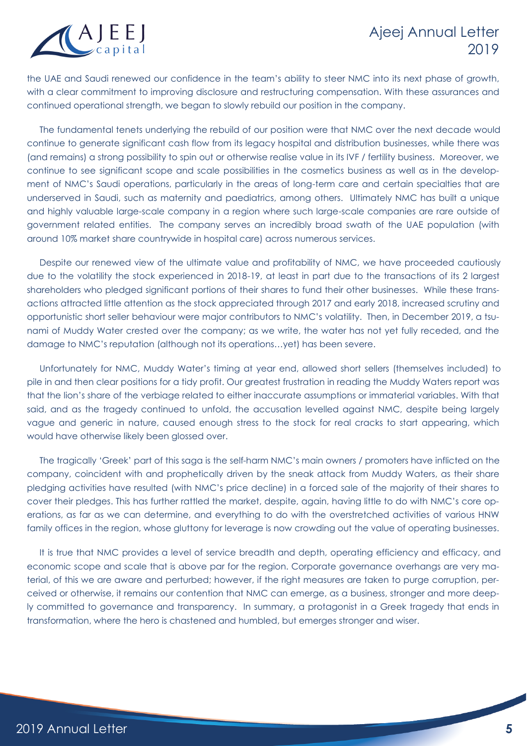the UAE and Saudi renewed our confidence in the team's ability to steer NMC into its next phase of growth, with a clear commitment to improving disclosure and restructuring compensation. With these assurances and continued operational strength, we began to slowly rebuild our position in the company.

The fundamental tenets underlying the rebuild of our position were that NMC over the next decade would continue to generate significant cash flow from its legacy hospital and distribution businesses, while there was (and remains) a strong possibility to spin out or otherwise realise value in its IVF / fertility business. Moreover, we continue to see significant scope and scale possibilities in the cosmetics business as well as in the development of NMC's Saudi operations, particularly in the areas of long-term care and certain specialties that are underserved in Saudi, such as maternity and paediatrics, among others. Ultimately NMC has built a unique and highly valuable large-scale company in a region where such large-scale companies are rare outside of government related entities. The company serves an incredibly broad swath of the UAE population (with around 10% market share countrywide in hospital care) across numerous services.

Despite our renewed view of the ultimate value and profitability of NMC, we have proceeded cautiously due to the volatility the stock experienced in 2018-19, at least in part due to the transactions of its 2 largest shareholders who pledged significant portions of their shares to fund their other businesses. While these transactions attracted little attention as the stock appreciated through 2017 and early 2018, increased scrutiny and opportunistic short seller behaviour were major contributors to NMC's volatility. Then, in December 2019, a tsunami of Muddy Water crested over the company; as we write, the water has not yet fully receded, and the damage to NMC's reputation (although not its operations…yet) has been severe.

Unfortunately for NMC, Muddy Water's timing at year end, allowed short sellers (themselves included) to pile in and then clear positions for a tidy profit. Our greatest frustration in reading the Muddy Waters report was that the lion's share of the verbiage related to either inaccurate assumptions or immaterial variables. With that said, and as the tragedy continued to unfold, the accusation levelled against NMC, despite being largely vague and generic in nature, caused enough stress to the stock for real cracks to start appearing, which would have otherwise likely been glossed over.

The tragically 'Greek' part of this saga is the self-harm NMC's main owners / promoters have inflicted on the company, coincident with and prophetically driven by the sneak attack from Muddy Waters, as their share pledging activities have resulted (with NMC's price decline) in a forced sale of the majority of their shares to cover their pledges. This has further rattled the market, despite, again, having little to do with NMC's core operations, as far as we can determine, and everything to do with the overstretched activities of various HNW family offices in the region, whose gluttony for leverage is now crowding out the value of operating businesses.

It is true that NMC provides a level of service breadth and depth, operating efficiency and efficacy, and economic scope and scale that is above par for the region. Corporate governance overhangs are very material, of this we are aware and perturbed; however, if the right measures are taken to purge corruption, perceived or otherwise, it remains our contention that NMC can emerge, as a business, stronger and more deeply committed to governance and transparency. In summary, a protagonist in a Greek tragedy that ends in transformation, where the hero is chastened and humbled, but emerges stronger and wiser.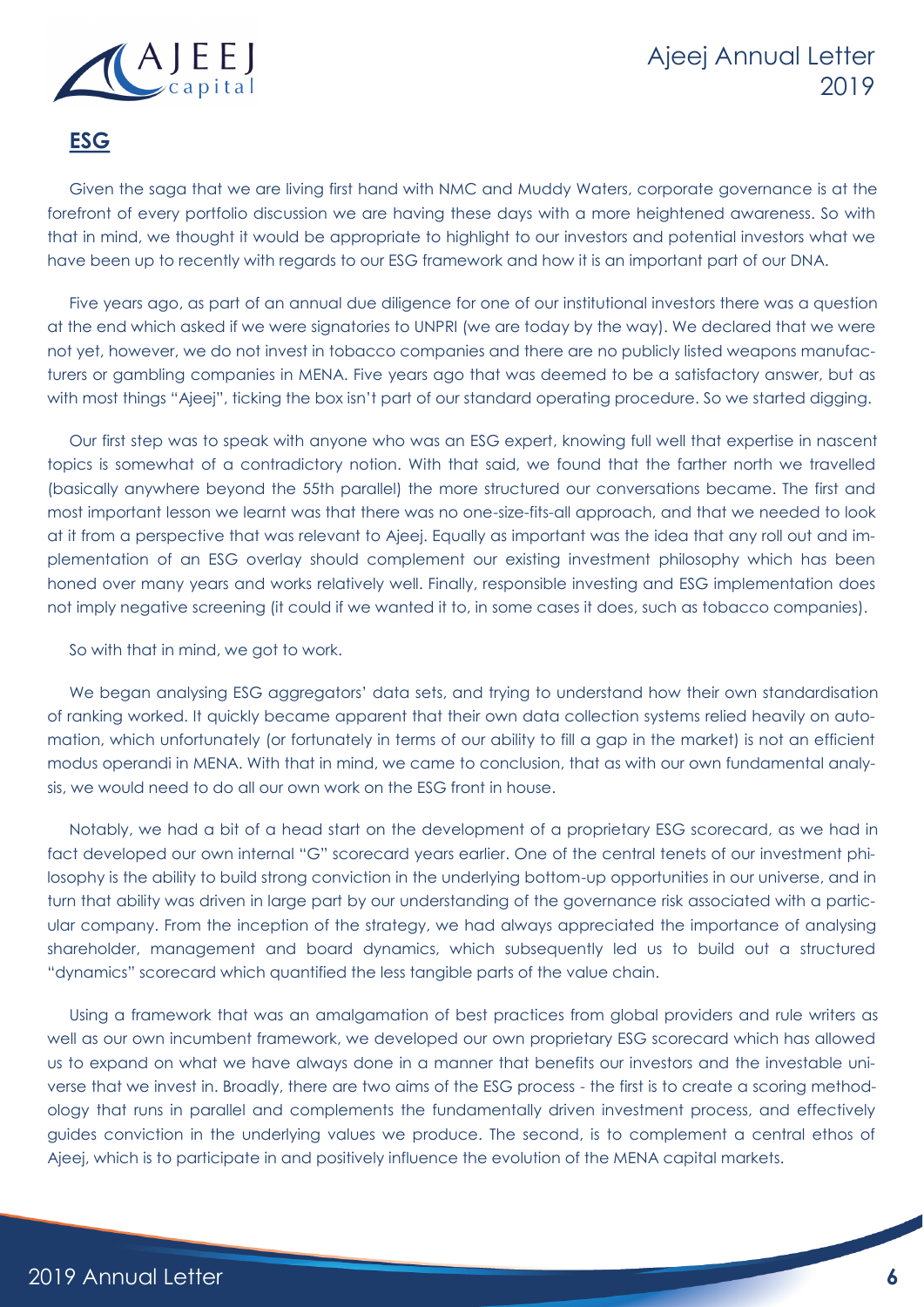## ESG

Given the saga that we are living first hand with NMC and Muddy Waters, corporate governance is at the forefront of every portfolio discussion we are having these days with a more heightened awareness. So with that in mind, we thought it would be appropriate to highlight to our investors and potential investors what we have been up to recently with regards to our ESG framework and how it is an important part of our DNA.

Five years ago, as part of an annual due diligence for one of our institutional investors there was a question at the end which asked if we were signatories to UNPRI (we are today by the way). We declared that we were not yet, however, we do not invest in tobacco companies and there are no publicly listed weapons manufacturers or gambling companies in MENA. Five years ago that was deemed to be a satisfactory answer, but as with most things "Ajeej", ticking the box isn't part of our standard operating procedure. So we started digging.

Our first step was to speak with anyone who was an ESG expert, knowing full well that expertise in nascent topics is somewhat of a contradictory notion. With that said, we found that the farther north we travelled (basically anywhere beyond the 55th parallel) the more structured our conversations became. The first and most important lesson we learnt was that there was no one-size-fits-all approach, and that we needed to look at it from a perspective that was relevant to Ajeej. Equally as important was the idea that any roll out and implementation of an ESG overlay should complement our existing investment philosophy which has been honed over many years and works relatively well. Finally, responsible investing and ESG implementation does not imply negative screening (it could if we wanted it to, in some cases it does, such as tobacco companies).

So with that in mind, we got to work.

We began analysing ESG aggregators' data sets, and trying to understand how their own standardisation of ranking worked. It quickly became apparent that their own data collection systems relied heavily on automation, which unfortunately (or fortunately in terms of our ability to fill a gap in the market) is not an efficient modus operandi in MENA. With that in mind, we came to conclusion, that as with our own fundamental analysis, we would need to do all our own work on the ESG front in house.

Notably, we had a bit of a head start on the development of a proprietary ESG scorecard, as we had in fact developed our own internal "G" scorecard years earlier. One of the central tenets of our investment philosophy is the ability to build strong conviction in the underlying bottom-up opportunities in our universe, and in turn that ability was driven in large part by our understanding of the governance risk associated with a particular company. From the inception of the strategy, we had always appreciated the importance of analysing shareholder, management and board dynamics, which subsequently led us to build out a structured "dynamics" scorecard which quantified the less tangible parts of the value chain.

Using a framework that was an amalgamation of best practices from global providers and rule writers as well as our own incumbent framework, we developed our own proprietary ESG scorecard which has allowed us to expand on what we have always done in a manner that benefits our investors and the investable universe that we invest in. Broadly, there are two aims of the ESG process - the first is to create a scoring methodology that runs in parallel and complements the fundamentally driven investment process, and effectively guides conviction in the underlying values we produce. The second, is to complement a central ethos of Ajeej, which is to participate in and positively influence the evolution of the MENA capital markets.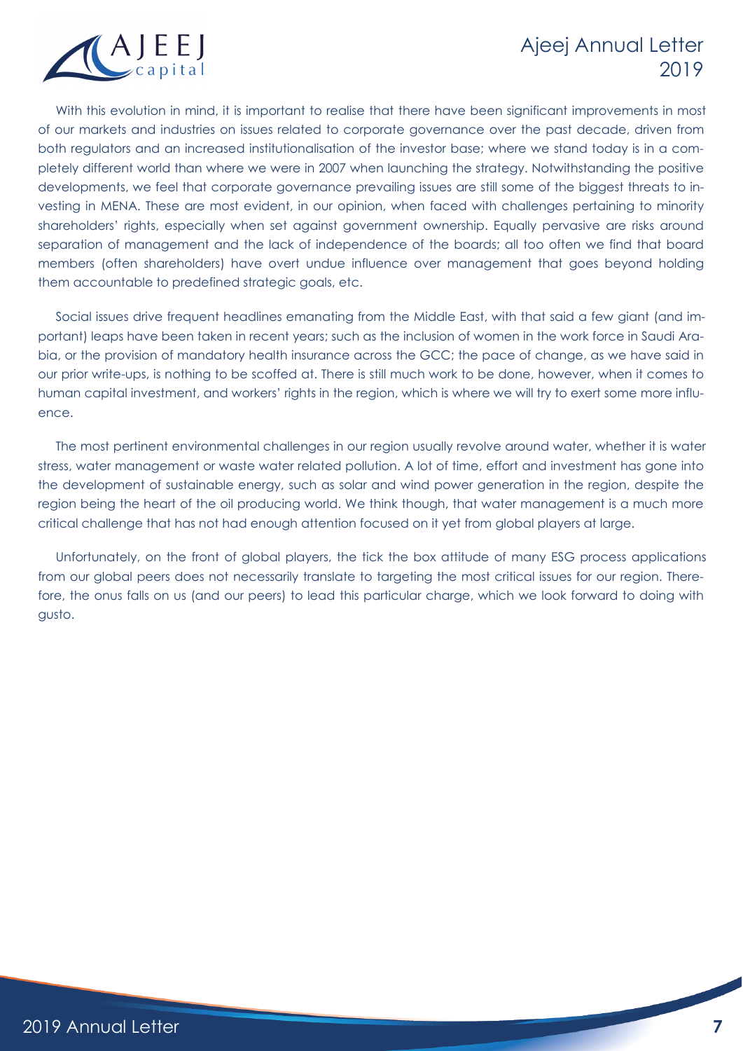With this evolution in mind, it is important to realise that there have been significant improvements in most of our markets and industries on issues related to corporate governance over the past decade, driven from both regulators and an increased institutionalisation of the investor base; where we stand today is in a completely different world than where we were in 2007 when launching the strategy. Notwithstanding the positive developments, we feel that corporate governance prevailing issues are still some of the biggest threats to investing in MENA. These are most evident, in our opinion, when faced with challenges pertaining to minority shareholders' rights, especially when set against government ownership. Equally pervasive are risks around separation of management and the lack of independence of the boards; all too often we find that board members (often shareholders) have overt undue influence over management that goes beyond holding them accountable to predefined strategic goals, etc.

Social issues drive frequent headlines emanating from the Middle East, with that said a few giant (and important) leaps have been taken in recent years; such as the inclusion of women in the work force in Saudi Arabia, or the provision of mandatory health insurance across the GCC; the pace of change, as we have said in our prior write-ups, is nothing to be scoffed at. There is still much work to be done, however, when it comes to human capital investment, and workers' rights in the region, which is where we will try to exert some more influence.

The most pertinent environmental challenges in our region usually revolve around water, whether it is water stress, water management or waste water related pollution. A lot of time, effort and investment has gone into the development of sustainable energy, such as solar and wind power generation in the region, despite the region being the heart of the oil producing world. We think though, that water management is a much more critical challenge that has not had enough attention focused on it yet from global players at large.

Unfortunately, on the front of global players, the tick the box attitude of many ESG process applications from our global peers does not necessarily translate to targeting the most critical issues for our region. Therefore, the onus falls on us (and our peers) to lead this particular charge, which we look forward to doing with gusto.